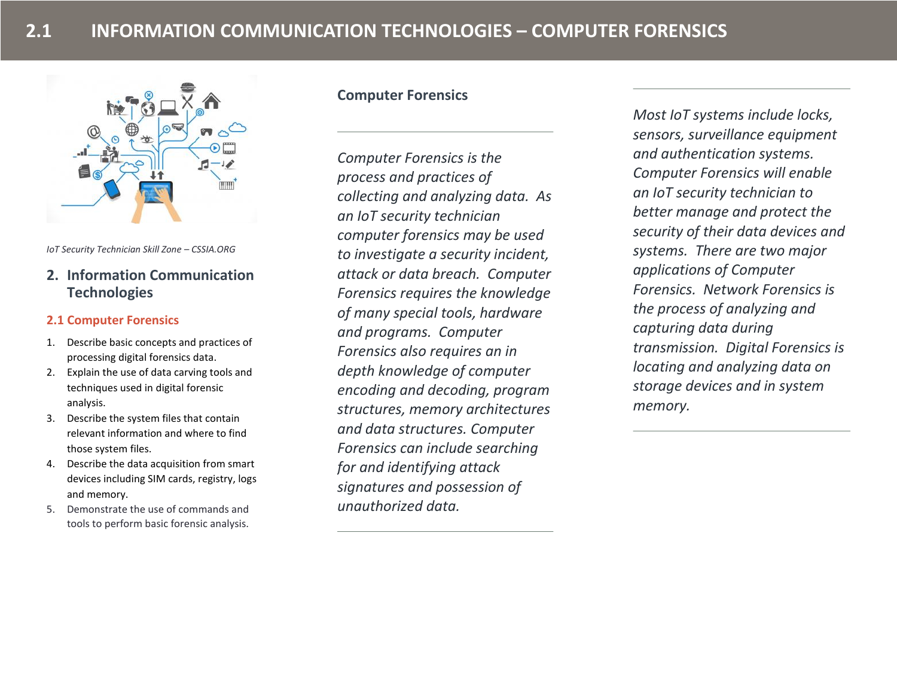# 2.1 INFORMATION COMMUNICATION TECHNOLOGIES – COMPUTER FORENSICS

*IoT Security Technician Skill Zone – CSSIA.ORG*

## 2. Information Communication Technologies

### 2.1 Computer Forensics

1. Describe basic concepts and practices of processing digital forensics data.
2. Explain the use of data carving tools and techniques used in digital forensic analysis.
3. Describe the system files that contain relevant information and where to find those system files.
4. Describe the data acquisition from smart devices including SIM cards, registry, logs and memory.
5. Demonstrate the use of commands and tools to perform basic forensic analysis.

### Computer Forensics

*Computer Forensics is the process and practices of collecting and analyzing data. As an IoT security technician computer forensics may be used to investigate a security incident, attack or data breach. Computer Forensics requires the knowledge of many special tools, hardware and programs. Computer Forensics also requires an in depth knowledge of computer encoding and decoding, program structures, memory architectures and data structures. Computer Forensics can include searching for and identifying attack signatures and possession of unauthorized data.*

*Most IoT systems include locks, sensors, surveillance equipment and authentication systems. Computer Forensics will enable an IoT security technician to better manage and protect the security of their data devices and systems. There are two major applications of Computer Forensics. Network Forensics is the process of analyzing and capturing data during transmission. Digital Forensics is locating and analyzing data on storage devices and in system memory.*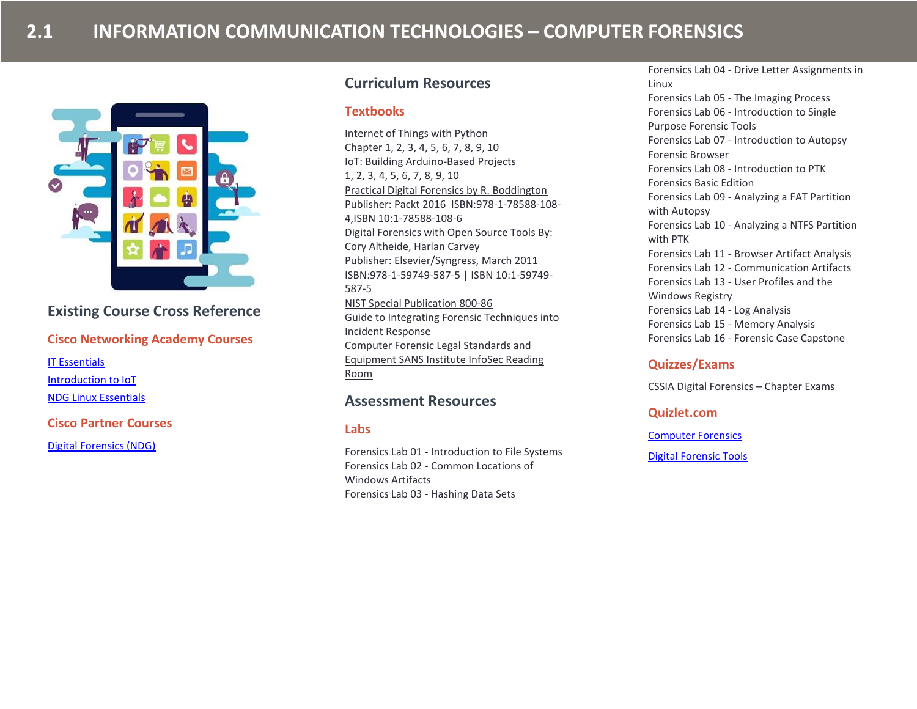# 2.1 INFORMATION COMMUNICATION TECHNOLOGIES – COMPUTER FORENSICS

## Existing Course Cross Reference

### Cisco Networking Academy Courses

IT Essentials

Introduction to IoT

NDG Linux Essentials

### Cisco Partner Courses

Digital Forensics (NDG)

## Curriculum Resources

### Textbooks

Internet of Things with Python
Chapter 1, 2, 3, 4, 5, 6, 7, 8, 9, 10
IoT: Building Arduino-Based Projects
1, 2, 3, 4, 5, 6, 7, 8, 9, 10
Practical Digital Forensics by R. Boddington
Publisher: Packt 2016 ISBN:978-1-78588-108-4,ISBN 10:1-78588-108-6
Digital Forensics with Open Source Tools By: Cory Altheide, Harlan Carvey
Publisher: Elsevier/Syngress, March 2011
ISBN:978-1-59749-587-5 | ISBN 10:1-59749-587-5
NIST Special Publication 800-86
Guide to Integrating Forensic Techniques into Incident Response
Computer Forensic Legal Standards and Equipment SANS Institute InfoSec Reading Room

## Assessment Resources

### Labs

Forensics Lab 01 - Introduction to File Systems
Forensics Lab 02 - Common Locations of Windows Artifacts
Forensics Lab 03 - Hashing Data Sets
Forensics Lab 04 - Drive Letter Assignments in Linux
Forensics Lab 05 - The Imaging Process
Forensics Lab 06 - Introduction to Single Purpose Forensic Tools
Forensics Lab 07 - Introduction to Autopsy Forensic Browser
Forensics Lab 08 - Introduction to PTK Forensics Basic Edition
Forensics Lab 09 - Analyzing a FAT Partition with Autopsy
Forensics Lab 10 - Analyzing a NTFS Partition with PTK
Forensics Lab 11 - Browser Artifact Analysis
Forensics Lab 12 - Communication Artifacts
Forensics Lab 13 - User Profiles and the Windows Registry
Forensics Lab 14 - Log Analysis
Forensics Lab 15 - Memory Analysis
Forensics Lab 16 - Forensic Case Capstone

### Quizzes/Exams

CSSIA Digital Forensics – Chapter Exams

### Quizlet.com

Computer Forensics

Digital Forensic Tools